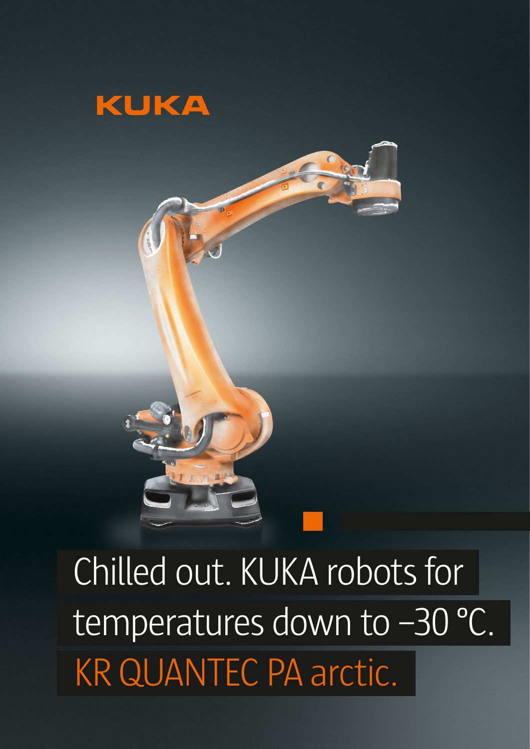KUKA

# Chilled out. KUKA robots for temperatures down to –30 °C.

## KR QUANTEC PA arctic.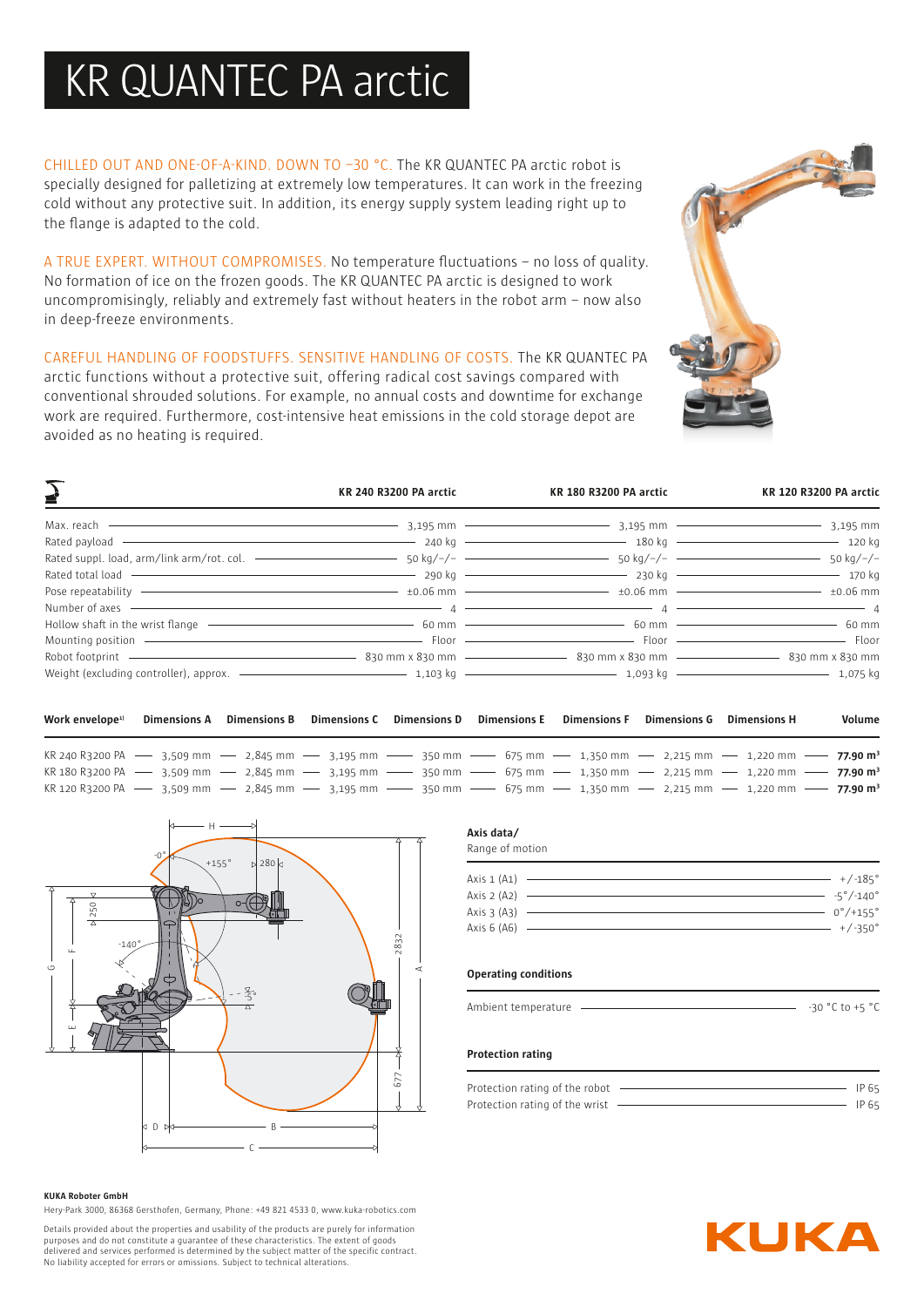# KR QUANTEC PA arctic

CHILLED OUT AND ONE-OF-A-KIND. DOWN TO –30 °C. The KR QUANTEC PA arctic robot is specially designed for palletizing at extremely low temperatures. It can work in the freezing cold without any protective suit. In addition, its energy supply system leading right up to the flange is adapted to the cold.

A TRUE EXPERT. WITHOUT COMPROMISES. No temperature fluctuations – no loss of quality. No formation of ice on the frozen goods. The KR QUANTEC PA arctic is designed to work uncompromisingly, reliably and extremely fast without heaters in the robot arm – now also in deep-freeze environments.

CAREFUL HANDLING OF FOODSTUFFS. SENSITIVE HANDLING OF COSTS. The KR QUANTEC PA arctic functions without a protective suit, offering radical cost savings compared with conventional shrouded solutions. For example, no annual costs and downtime for exchange work are required. Furthermore, cost-intensive heat emissions in the cold storage depot are avoided as no heating is required.

| | KR 240 R3200 PA arctic | KR 180 R3200 PA arctic | KR 120 R3200 PA arctic |
|---|---|---|---|
| Max. reach | 3,195 mm | 3,195 mm | 3,195 mm |
| Rated payload | 240 kg | 180 kg | 120 kg |
| Rated suppl. load, arm/link arm/rot. col. | 50 kg/–/– | 50 kg/–/– | 50 kg/–/– |
| Rated total load | 290 kg | 230 kg | 170 kg |
| Pose repeatability | ±0.06 mm | ±0.06 mm | ±0.06 mm |
| Number of axes | 4 | 4 | 4 |
| Hollow shaft in the wrist flange | 60 mm | 60 mm | 60 mm |
| Mounting position | Floor | Floor | Floor |
| Robot footprint | 830 mm x 830 mm | 830 mm x 830 mm | 830 mm x 830 mm |
| Weight (excluding controller), approx. | 1,103 kg | 1,093 kg | 1,075 kg |

| Work envelope[1] | Dimensions A | Dimensions B | Dimensions C | Dimensions D | Dimensions E | Dimensions F | Dimensions G | Dimensions H | Volume |
|---|---|---|---|---|---|---|---|---|---|
| KR 240 R3200 PA | 3,509 mm | 2,845 mm | 3,195 mm | 350 mm | 675 mm | 1,350 mm | 2,215 mm | 1,220 mm | **77.90 m³** |
| KR 180 R3200 PA | 3,509 mm | 2,845 mm | 3,195 mm | 350 mm | 675 mm | 1,350 mm | 2,215 mm | 1,220 mm | **77.90 m³** |
| KR 120 R3200 PA | 3,509 mm | 2,845 mm | 3,195 mm | 350 mm | 675 mm | 1,350 mm | 2,215 mm | 1,220 mm | **77.90 m³** |

H
-0°
+155°
280
250
-140°
2832
677
A
F
G
E
D
B
C

**Axis data/**
Range of motion

| | |
|---|---|
| Axis 1 (A1) | +/-185° |
| Axis 2 (A2) | -5°/-140° |
| Axis 3 (A3) | 0°/+155° |
| Axis 6 (A6) | +/-350° |

**Operating conditions**

| | |
|---|---|
| Ambient temperature | -30 °C to +5 °C |

**Protection rating**

| | |
|---|---|
| Protection rating of the robot | IP 65 |
| Protection rating of the wrist | IP 65 |

**KUKA Roboter GmbH**
Hery-Park 3000, 86368 Gersthofen, Germany, Phone: +49 821 4533 0, www.kuka-robotics.com

Details provided about the properties and usability of the products are purely for information purposes and do not constitute a guarantee of these characteristics. The extent of goods delivered and services performed is determined by the subject matter of the specific contract. No liability accepted for errors or omissions. Subject to technical alterations.

KUKA